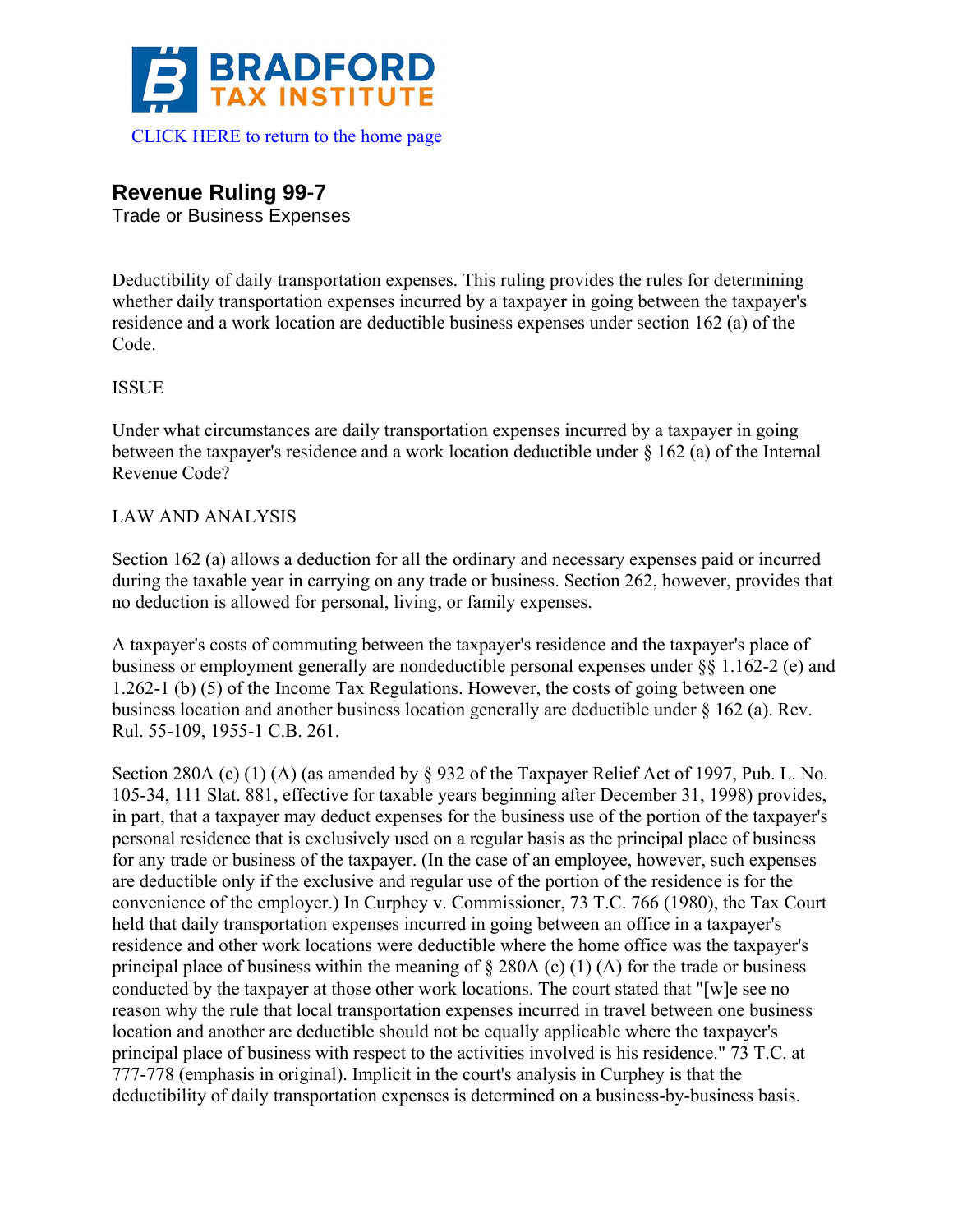BRADFORD TAX INSTITUTE

CLICK HERE to return to the home page

# Revenue Ruling 99-7

Trade or Business Expenses

Deductibility of daily transportation expenses. This ruling provides the rules for determining whether daily transportation expenses incurred by a taxpayer in going between the taxpayer's residence and a work location are deductible business expenses under section 162 (a) of the Code.

ISSUE

Under what circumstances are daily transportation expenses incurred by a taxpayer in going between the taxpayer's residence and a work location deductible under § 162 (a) of the Internal Revenue Code?

LAW AND ANALYSIS

Section 162 (a) allows a deduction for all the ordinary and necessary expenses paid or incurred during the taxable year in carrying on any trade or business. Section 262, however, provides that no deduction is allowed for personal, living, or family expenses.

A taxpayer's costs of commuting between the taxpayer's residence and the taxpayer's place of business or employment generally are nondeductible personal expenses under §§ 1.162-2 (e) and 1.262-1 (b) (5) of the Income Tax Regulations. However, the costs of going between one business location and another business location generally are deductible under § 162 (a). Rev. Rul. 55-109, 1955-1 C.B. 261.

Section 280A (c) (1) (A) (as amended by § 932 of the Taxpayer Relief Act of 1997, Pub. L. No. 105-34, 111 Slat. 881, effective for taxable years beginning after December 31, 1998) provides, in part, that a taxpayer may deduct expenses for the business use of the portion of the taxpayer's personal residence that is exclusively used on a regular basis as the principal place of business for any trade or business of the taxpayer. (In the case of an employee, however, such expenses are deductible only if the exclusive and regular use of the portion of the residence is for the convenience of the employer.) In Curphey v. Commissioner, 73 T.C. 766 (1980), the Tax Court held that daily transportation expenses incurred in going between an office in a taxpayer's residence and other work locations were deductible where the home office was the taxpayer's principal place of business within the meaning of § 280A (c) (1) (A) for the trade or business conducted by the taxpayer at those other work locations. The court stated that "[w]e see no reason why the rule that local transportation expenses incurred in travel between one business location and another are deductible should not be equally applicable where the taxpayer's principal place of business with respect to the activities involved is his residence." 73 T.C. at 777-778 (emphasis in original). Implicit in the court's analysis in Curphey is that the deductibility of daily transportation expenses is determined on a business-by-business basis.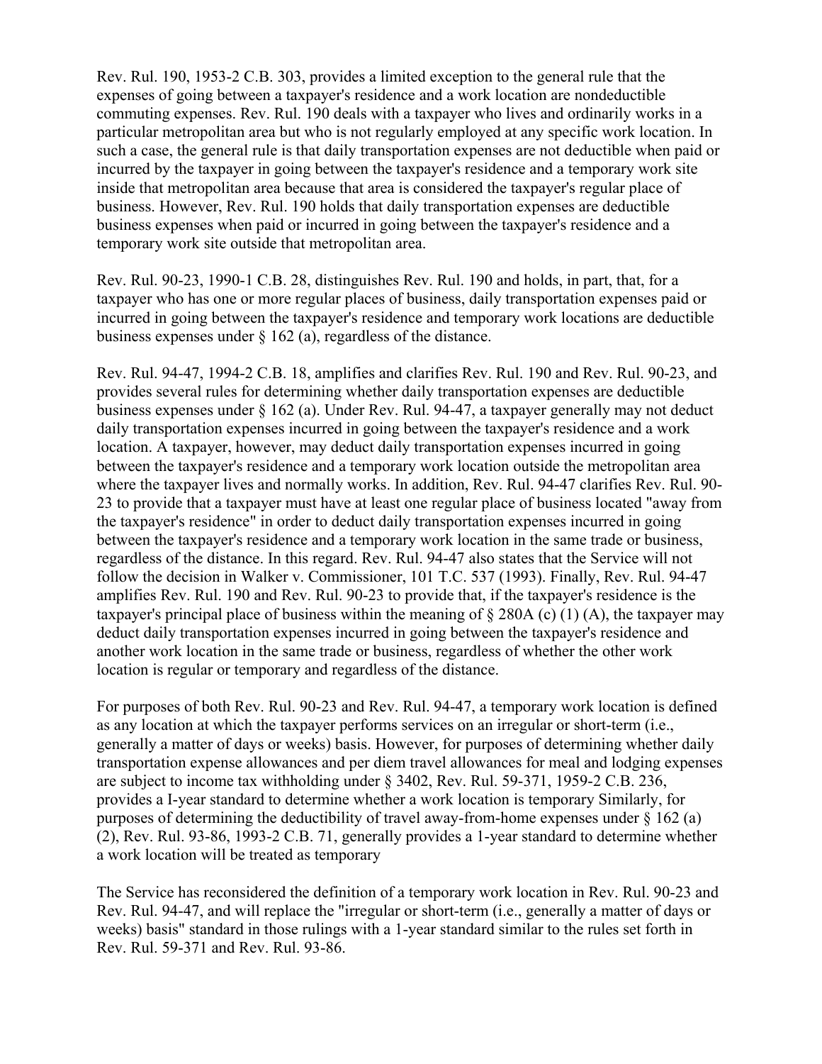Rev. Rul. 190, 1953-2 C.B. 303, provides a limited exception to the general rule that the expenses of going between a taxpayer's residence and a work location are nondeductible commuting expenses. Rev. Rul. 190 deals with a taxpayer who lives and ordinarily works in a particular metropolitan area but who is not regularly employed at any specific work location. In such a case, the general rule is that daily transportation expenses are not deductible when paid or incurred by the taxpayer in going between the taxpayer's residence and a temporary work site inside that metropolitan area because that area is considered the taxpayer's regular place of business. However, Rev. Rul. 190 holds that daily transportation expenses are deductible business expenses when paid or incurred in going between the taxpayer's residence and a temporary work site outside that metropolitan area.

Rev. Rul. 90-23, 1990-1 C.B. 28, distinguishes Rev. Rul. 190 and holds, in part, that, for a taxpayer who has one or more regular places of business, daily transportation expenses paid or incurred in going between the taxpayer's residence and temporary work locations are deductible business expenses under § 162 (a), regardless of the distance.

Rev. Rul. 94-47, 1994-2 C.B. 18, amplifies and clarifies Rev. Rul. 190 and Rev. Rul. 90-23, and provides several rules for determining whether daily transportation expenses are deductible business expenses under § 162 (a). Under Rev. Rul. 94-47, a taxpayer generally may not deduct daily transportation expenses incurred in going between the taxpayer's residence and a work location. A taxpayer, however, may deduct daily transportation expenses incurred in going between the taxpayer's residence and a temporary work location outside the metropolitan area where the taxpayer lives and normally works. In addition, Rev. Rul. 94-47 clarifies Rev. Rul. 90-23 to provide that a taxpayer must have at least one regular place of business located "away from the taxpayer's residence" in order to deduct daily transportation expenses incurred in going between the taxpayer's residence and a temporary work location in the same trade or business, regardless of the distance. In this regard. Rev. Rul. 94-47 also states that the Service will not follow the decision in Walker v. Commissioner, 101 T.C. 537 (1993). Finally, Rev. Rul. 94-47 amplifies Rev. Rul. 190 and Rev. Rul. 90-23 to provide that, if the taxpayer's residence is the taxpayer's principal place of business within the meaning of § 280A (c) (1) (A), the taxpayer may deduct daily transportation expenses incurred in going between the taxpayer's residence and another work location in the same trade or business, regardless of whether the other work location is regular or temporary and regardless of the distance.

For purposes of both Rev. Rul. 90-23 and Rev. Rul. 94-47, a temporary work location is defined as any location at which the taxpayer performs services on an irregular or short-term (i.e., generally a matter of days or weeks) basis. However, for purposes of determining whether daily transportation expense allowances and per diem travel allowances for meal and lodging expenses are subject to income tax withholding under § 3402, Rev. Rul. 59-371, 1959-2 C.B. 236, provides a I-year standard to determine whether a work location is temporary Similarly, for purposes of determining the deductibility of travel away-from-home expenses under § 162 (a) (2), Rev. Rul. 93-86, 1993-2 C.B. 71, generally provides a 1-year standard to determine whether a work location will be treated as temporary

The Service has reconsidered the definition of a temporary work location in Rev. Rul. 90-23 and Rev. Rul. 94-47, and will replace the "irregular or short-term (i.e., generally a matter of days or weeks) basis" standard in those rulings with a 1-year standard similar to the rules set forth in Rev. Rul. 59-371 and Rev. Rul. 93-86.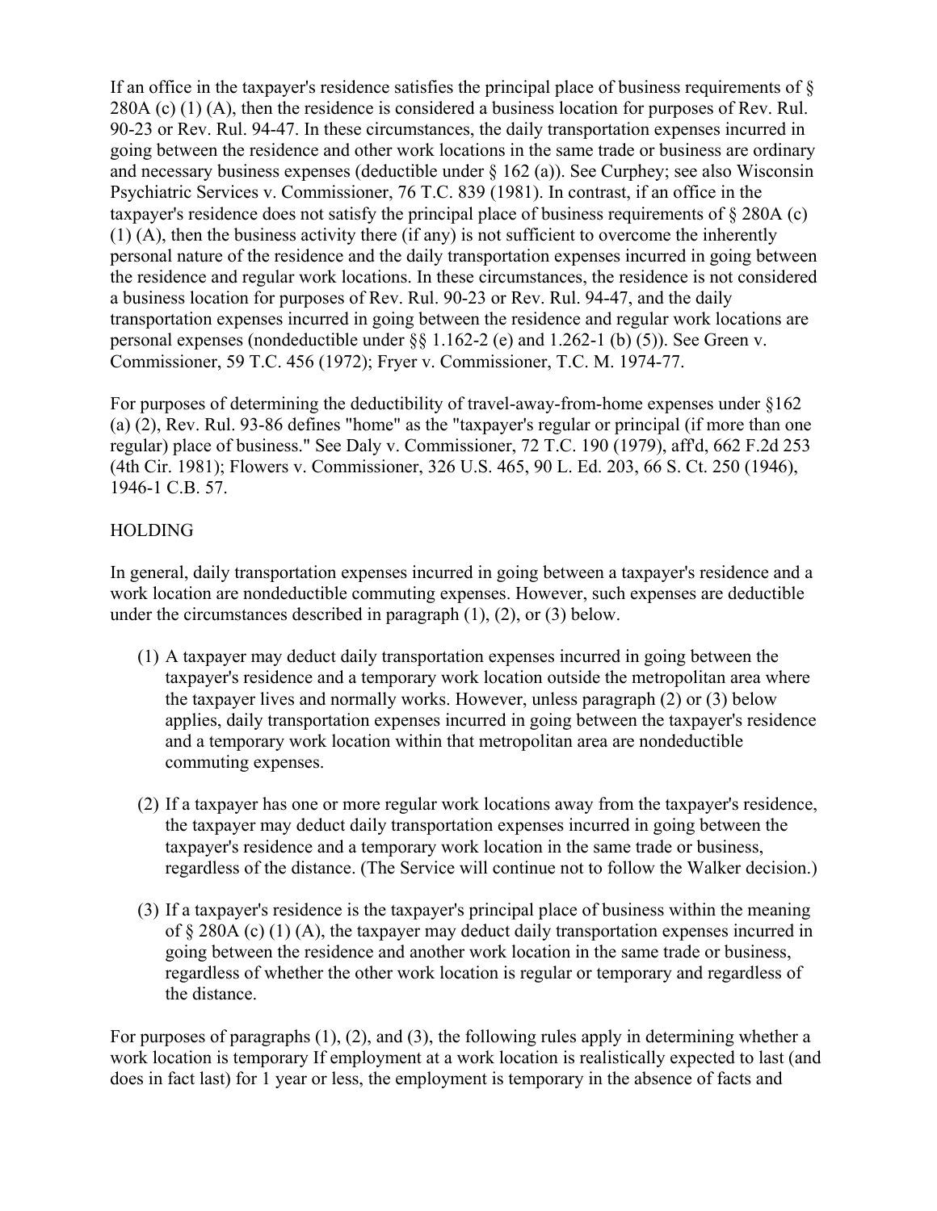If an office in the taxpayer's residence satisfies the principal place of business requirements of § 280A (c) (1) (A), then the residence is considered a business location for purposes of Rev. Rul. 90-23 or Rev. Rul. 94-47. In these circumstances, the daily transportation expenses incurred in going between the residence and other work locations in the same trade or business are ordinary and necessary business expenses (deductible under § 162 (a)). See Curphey; see also Wisconsin Psychiatric Services v. Commissioner, 76 T.C. 839 (1981). In contrast, if an office in the taxpayer's residence does not satisfy the principal place of business requirements of § 280A (c) (1) (A), then the business activity there (if any) is not sufficient to overcome the inherently personal nature of the residence and the daily transportation expenses incurred in going between the residence and regular work locations. In these circumstances, the residence is not considered a business location for purposes of Rev. Rul. 90-23 or Rev. Rul. 94-47, and the daily transportation expenses incurred in going between the residence and regular work locations are personal expenses (nondeductible under §§ 1.162-2 (e) and 1.262-1 (b) (5)). See Green v. Commissioner, 59 T.C. 456 (1972); Fryer v. Commissioner, T.C. M. 1974-77.

For purposes of determining the deductibility of travel-away-from-home expenses under §162 (a) (2), Rev. Rul. 93-86 defines "home" as the "taxpayer's regular or principal (if more than one regular) place of business." See Daly v. Commissioner, 72 T.C. 190 (1979), aff'd, 662 F.2d 253 (4th Cir. 1981); Flowers v. Commissioner, 326 U.S. 465, 90 L. Ed. 203, 66 S. Ct. 250 (1946), 1946-1 C.B. 57.

HOLDING

In general, daily transportation expenses incurred in going between a taxpayer's residence and a work location are nondeductible commuting expenses. However, such expenses are deductible under the circumstances described in paragraph (1), (2), or (3) below.

(1) A taxpayer may deduct daily transportation expenses incurred in going between the taxpayer's residence and a temporary work location outside the metropolitan area where the taxpayer lives and normally works. However, unless paragraph (2) or (3) below applies, daily transportation expenses incurred in going between the taxpayer's residence and a temporary work location within that metropolitan area are nondeductible commuting expenses.

(2) If a taxpayer has one or more regular work locations away from the taxpayer's residence, the taxpayer may deduct daily transportation expenses incurred in going between the taxpayer's residence and a temporary work location in the same trade or business, regardless of the distance. (The Service will continue not to follow the Walker decision.)

(3) If a taxpayer's residence is the taxpayer's principal place of business within the meaning of § 280A (c) (1) (A), the taxpayer may deduct daily transportation expenses incurred in going between the residence and another work location in the same trade or business, regardless of whether the other work location is regular or temporary and regardless of the distance.

For purposes of paragraphs (1), (2), and (3), the following rules apply in determining whether a work location is temporary If employment at a work location is realistically expected to last (and does in fact last) for 1 year or less, the employment is temporary in the absence of facts and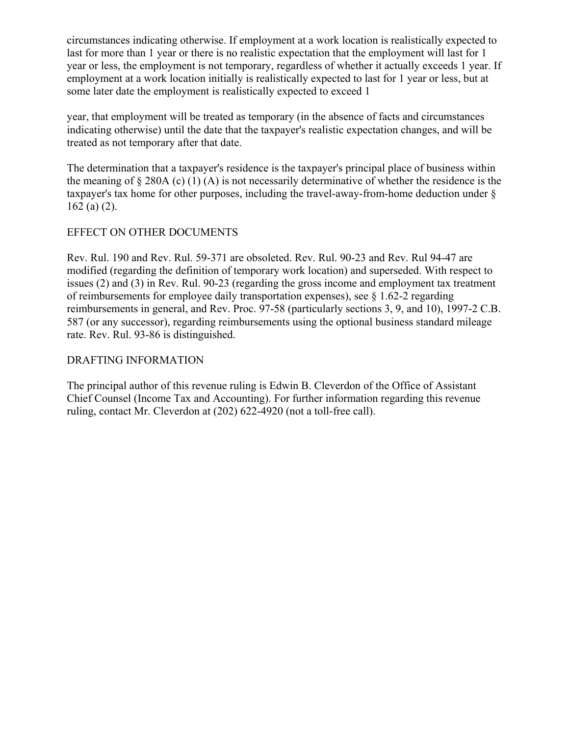circumstances indicating otherwise. If employment at a work location is realistically expected to last for more than 1 year or there is no realistic expectation that the employment will last for 1 year or less, the employment is not temporary, regardless of whether it actually exceeds 1 year. If employment at a work location initially is realistically expected to last for 1 year or less, but at some later date the employment is realistically expected to exceed 1

year, that employment will be treated as temporary (in the absence of facts and circumstances indicating otherwise) until the date that the taxpayer's realistic expectation changes, and will be treated as not temporary after that date.

The determination that a taxpayer's residence is the taxpayer's principal place of business within the meaning of § 280A (c) (1) (A) is not necessarily determinative of whether the residence is the taxpayer's tax home for other purposes, including the travel-away-from-home deduction under § 162 (a) (2).

## EFFECT ON OTHER DOCUMENTS

Rev. Rul. 190 and Rev. Rul. 59-371 are obsoleted. Rev. Rul. 90-23 and Rev. Rul 94-47 are modified (regarding the definition of temporary work location) and superseded. With respect to issues (2) and (3) in Rev. Rul. 90-23 (regarding the gross income and employment tax treatment of reimbursements for employee daily transportation expenses), see § 1.62-2 regarding reimbursements in general, and Rev. Proc. 97-58 (particularly sections 3, 9, and 10), 1997-2 C.B. 587 (or any successor), regarding reimbursements using the optional business standard mileage rate. Rev. Rul. 93-86 is distinguished.

## DRAFTING INFORMATION

The principal author of this revenue ruling is Edwin B. Cleverdon of the Office of Assistant Chief Counsel (Income Tax and Accounting). For further information regarding this revenue ruling, contact Mr. Cleverdon at (202) 622-4920 (not a toll-free call).